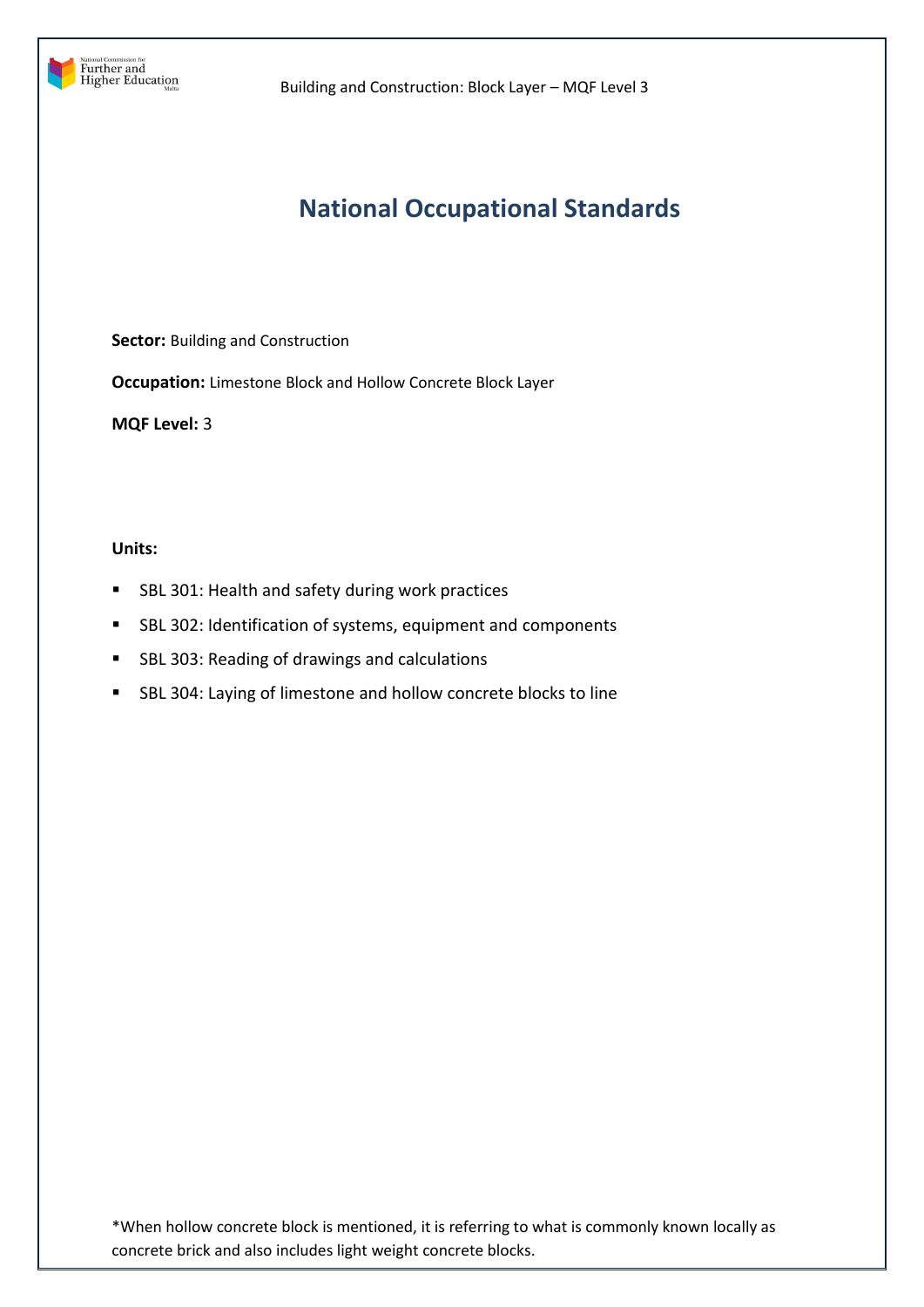# National Occupational Standards

**Sector:** Building and Construction

**Occupation:** Limestone Block and Hollow Concrete Block Layer

**MQF Level:** 3

**Units:**

- SBL 301: Health and safety during work practices
- SBL 302: Identification of systems, equipment and components
- SBL 303: Reading of drawings and calculations
- SBL 304: Laying of limestone and hollow concrete blocks to line

*When hollow concrete block is mentioned, it is referring to what is commonly known locally as concrete brick and also includes light weight concrete blocks.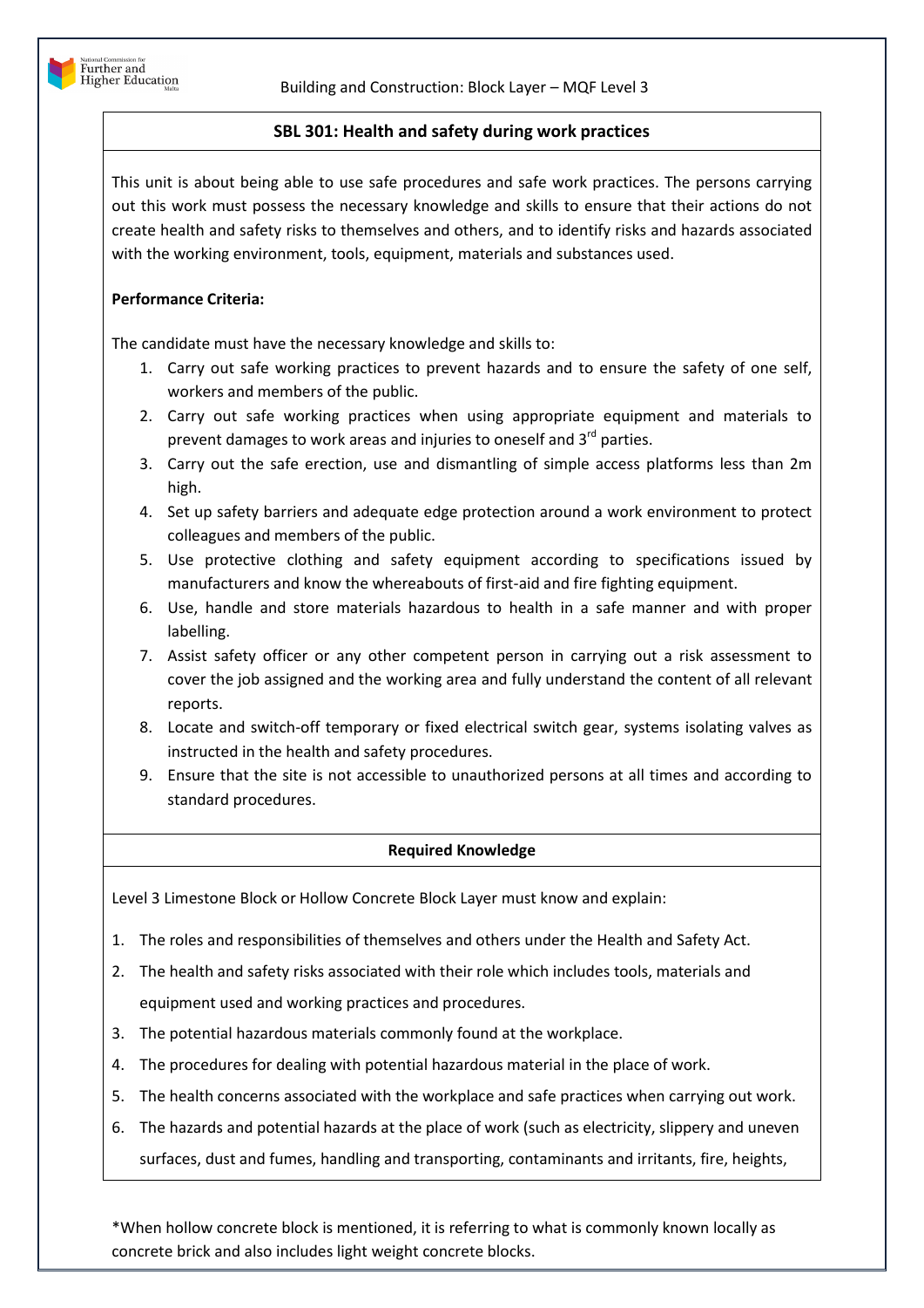## SBL 301: Health and safety during work practices

This unit is about being able to use safe procedures and safe work practices. The persons carrying out this work must possess the necessary knowledge and skills to ensure that their actions do not create health and safety risks to themselves and others, and to identify risks and hazards associated with the working environment, tools, equipment, materials and substances used.

**Performance Criteria:**

The candidate must have the necessary knowledge and skills to:

1. Carry out safe working practices to prevent hazards and to ensure the safety of one self, workers and members of the public.
2. Carry out safe working practices when using appropriate equipment and materials to prevent damages to work areas and injuries to oneself and 3rd parties.
3. Carry out the safe erection, use and dismantling of simple access platforms less than 2m high.
4. Set up safety barriers and adequate edge protection around a work environment to protect colleagues and members of the public.
5. Use protective clothing and safety equipment according to specifications issued by manufacturers and know the whereabouts of first-aid and fire fighting equipment.
6. Use, handle and store materials hazardous to health in a safe manner and with proper labelling.
7. Assist safety officer or any other competent person in carrying out a risk assessment to cover the job assigned and the working area and fully understand the content of all relevant reports.
8. Locate and switch-off temporary or fixed electrical switch gear, systems isolating valves as instructed in the health and safety procedures.
9. Ensure that the site is not accessible to unauthorized persons at all times and according to standard procedures.

**Required Knowledge**

Level 3 Limestone Block or Hollow Concrete Block Layer must know and explain:

1. The roles and responsibilities of themselves and others under the Health and Safety Act.
2. The health and safety risks associated with their role which includes tools, materials and equipment used and working practices and procedures.
3. The potential hazardous materials commonly found at the workplace.
4. The procedures for dealing with potential hazardous material in the place of work.
5. The health concerns associated with the workplace and safe practices when carrying out work.
6. The hazards and potential hazards at the place of work (such as electricity, slippery and uneven surfaces, dust and fumes, handling and transporting, contaminants and irritants, fire, heights,

*When hollow concrete block is mentioned, it is referring to what is commonly known locally as concrete brick and also includes light weight concrete blocks.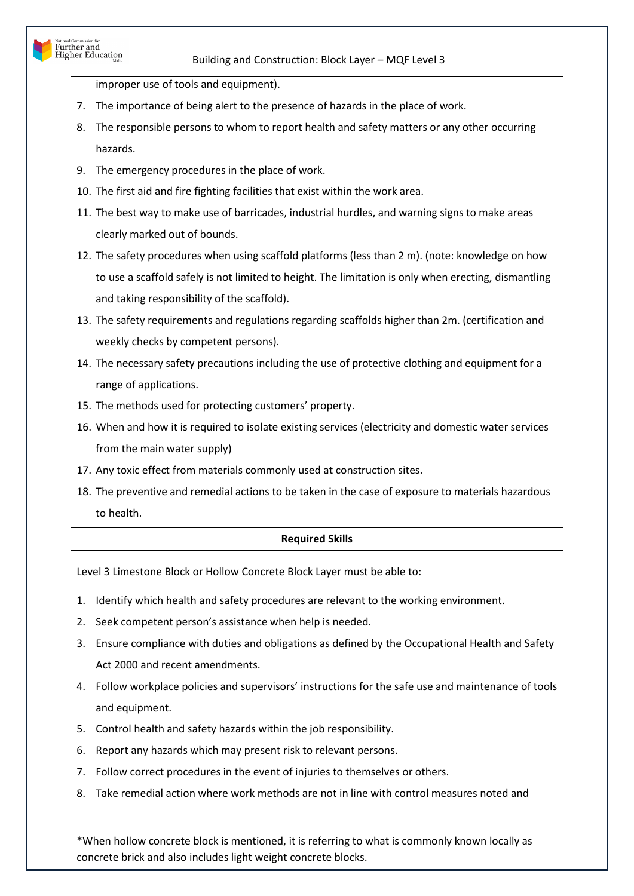improper use of tools and equipment).

7. The importance of being alert to the presence of hazards in the place of work.
8. The responsible persons to whom to report health and safety matters or any other occurring hazards.
9. The emergency procedures in the place of work.
10. The first aid and fire fighting facilities that exist within the work area.
11. The best way to make use of barricades, industrial hurdles, and warning signs to make areas clearly marked out of bounds.
12. The safety procedures when using scaffold platforms (less than 2 m). (note: knowledge on how to use a scaffold safely is not limited to height. The limitation is only when erecting, dismantling and taking responsibility of the scaffold).
13. The safety requirements and regulations regarding scaffolds higher than 2m. (certification and weekly checks by competent persons).
14. The necessary safety precautions including the use of protective clothing and equipment for a range of applications.
15. The methods used for protecting customers' property.
16. When and how it is required to isolate existing services (electricity and domestic water services from the main water supply)
17. Any toxic effect from materials commonly used at construction sites.
18. The preventive and remedial actions to be taken in the case of exposure to materials hazardous to health.

**Required Skills**

Level 3 Limestone Block or Hollow Concrete Block Layer must be able to:

1. Identify which health and safety procedures are relevant to the working environment.
2. Seek competent person's assistance when help is needed.
3. Ensure compliance with duties and obligations as defined by the Occupational Health and Safety Act 2000 and recent amendments.
4. Follow workplace policies and supervisors' instructions for the safe use and maintenance of tools and equipment.
5. Control health and safety hazards within the job responsibility.
6. Report any hazards which may present risk to relevant persons.
7. Follow correct procedures in the event of injuries to themselves or others.
8. Take remedial action where work methods are not in line with control measures noted and

*When hollow concrete block is mentioned, it is referring to what is commonly known locally as concrete brick and also includes light weight concrete blocks.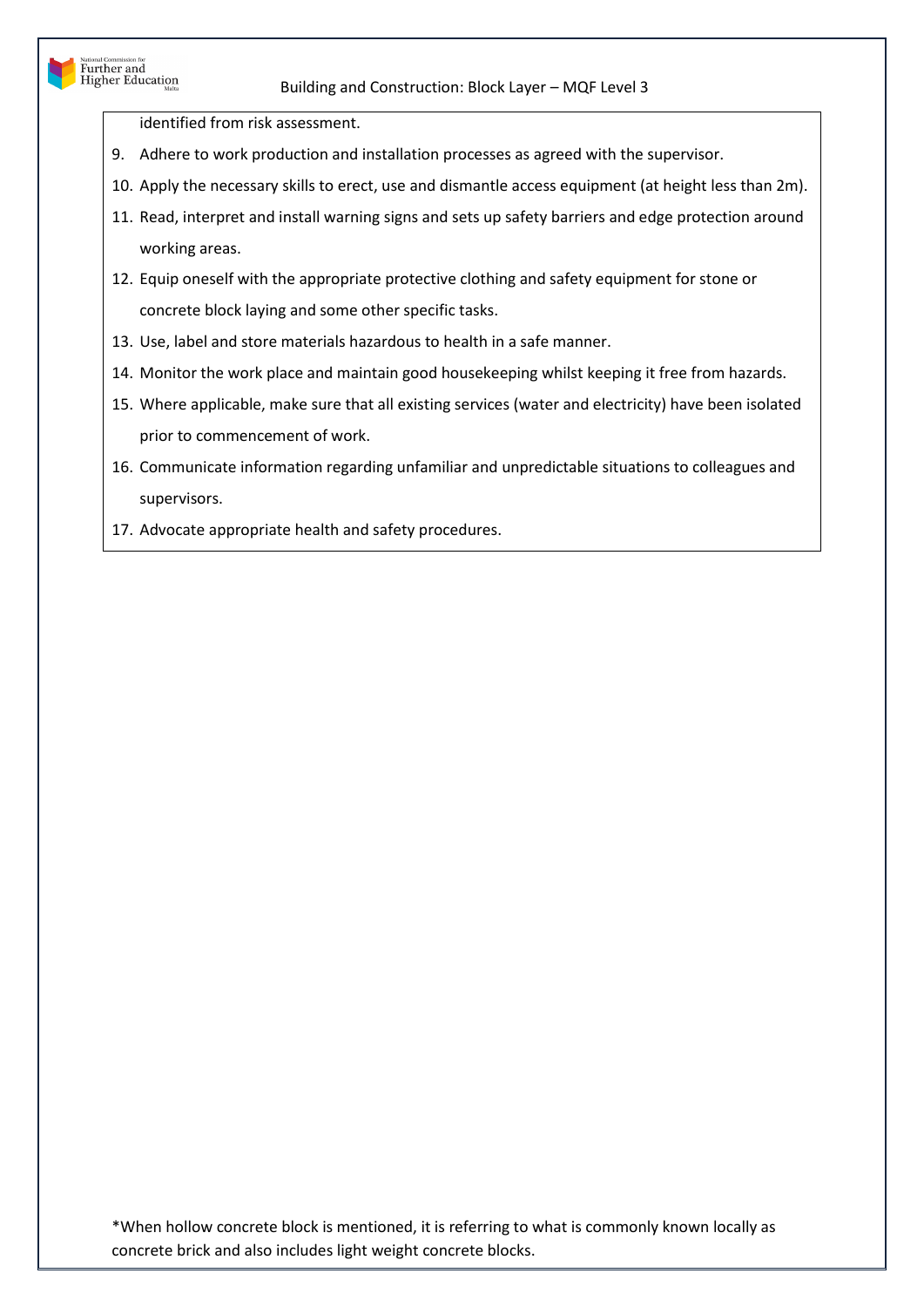identified from risk assessment.

9. Adhere to work production and installation processes as agreed with the supervisor.
10. Apply the necessary skills to erect, use and dismantle access equipment (at height less than 2m).
11. Read, interpret and install warning signs and sets up safety barriers and edge protection around working areas.
12. Equip oneself with the appropriate protective clothing and safety equipment for stone or concrete block laying and some other specific tasks.
13. Use, label and store materials hazardous to health in a safe manner.
14. Monitor the work place and maintain good housekeeping whilst keeping it free from hazards.
15. Where applicable, make sure that all existing services (water and electricity) have been isolated prior to commencement of work.
16. Communicate information regarding unfamiliar and unpredictable situations to colleagues and supervisors.
17. Advocate appropriate health and safety procedures.

*When hollow concrete block is mentioned, it is referring to what is commonly known locally as concrete brick and also includes light weight concrete blocks.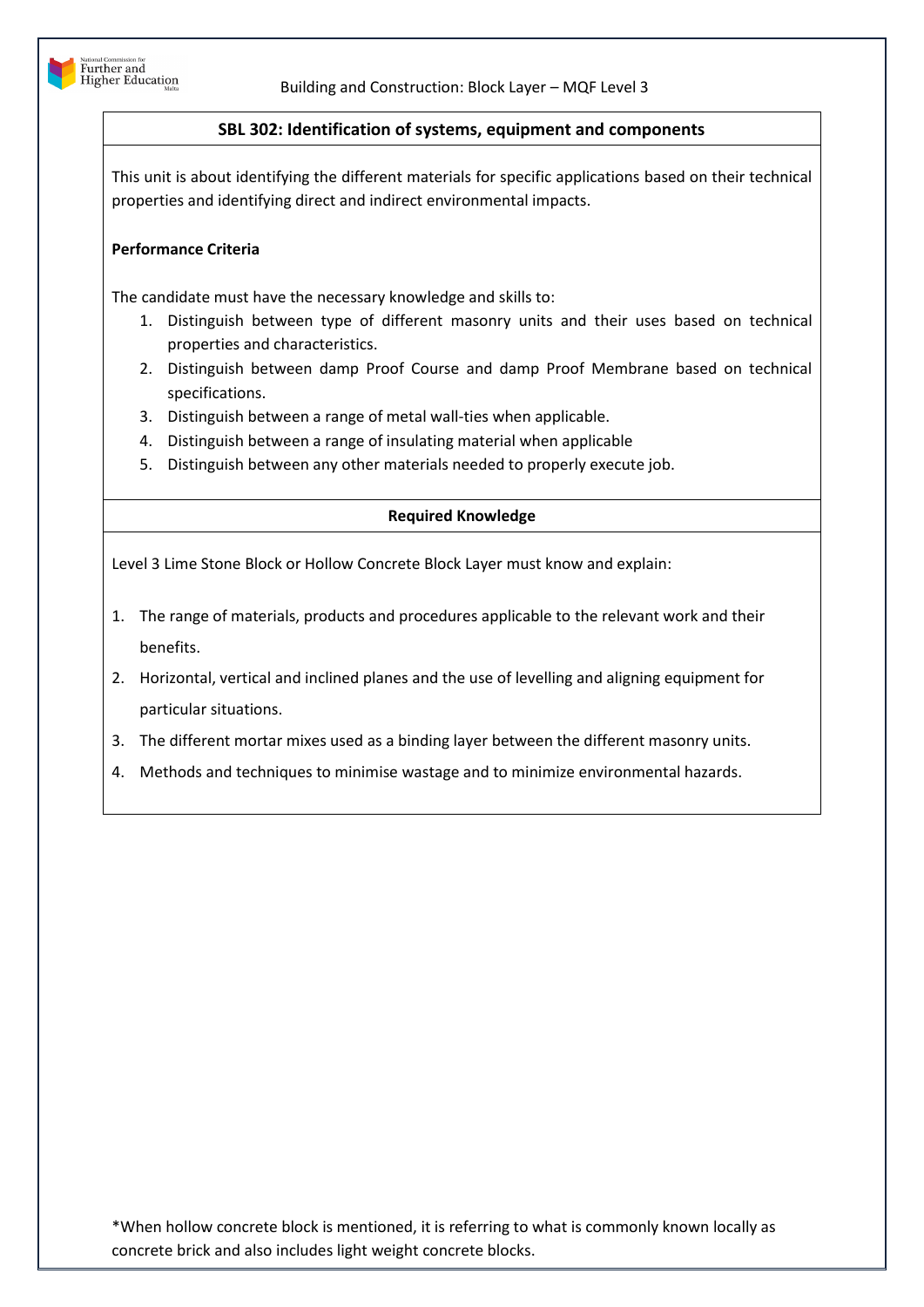## SBL 302: Identification of systems, equipment and components

This unit is about identifying the different materials for specific applications based on their technical properties and identifying direct and indirect environmental impacts.

**Performance Criteria**

The candidate must have the necessary knowledge and skills to:

1. Distinguish between type of different masonry units and their uses based on technical properties and characteristics.
2. Distinguish between damp Proof Course and damp Proof Membrane based on technical specifications.
3. Distinguish between a range of metal wall-ties when applicable.
4. Distinguish between a range of insulating material when applicable
5. Distinguish between any other materials needed to properly execute job.

### Required Knowledge

Level 3 Lime Stone Block or Hollow Concrete Block Layer must know and explain:

1. The range of materials, products and procedures applicable to the relevant work and their benefits.
2. Horizontal, vertical and inclined planes and the use of levelling and aligning equipment for particular situations.
3. The different mortar mixes used as a binding layer between the different masonry units.
4. Methods and techniques to minimise wastage and to minimize environmental hazards.

*When hollow concrete block is mentioned, it is referring to what is commonly known locally as concrete brick and also includes light weight concrete blocks.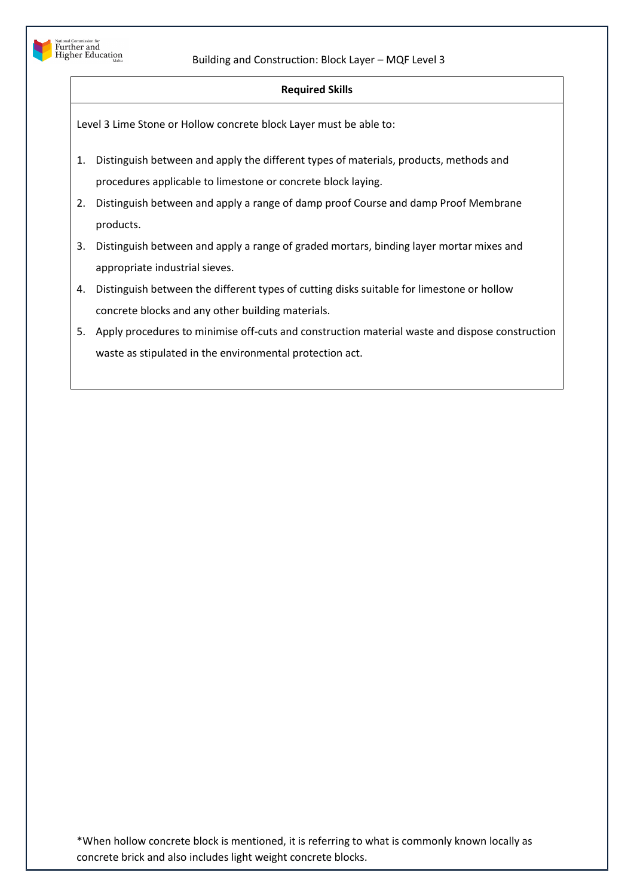| Required Skills |
| --- |
| Level 3 Lime Stone or Hollow concrete block Layer must be able to:<br><br>1. Distinguish between and apply the different types of materials, products, methods and procedures applicable to limestone or concrete block laying.<br>2. Distinguish between and apply a range of damp proof Course and damp Proof Membrane products.<br>3. Distinguish between and apply a range of graded mortars, binding layer mortar mixes and appropriate industrial sieves.<br>4. Distinguish between the different types of cutting disks suitable for limestone or hollow concrete blocks and any other building materials.<br>5. Apply procedures to minimise off-cuts and construction material waste and dispose construction waste as stipulated in the environmental protection act. |

*When hollow concrete block is mentioned, it is referring to what is commonly known locally as concrete brick and also includes light weight concrete blocks.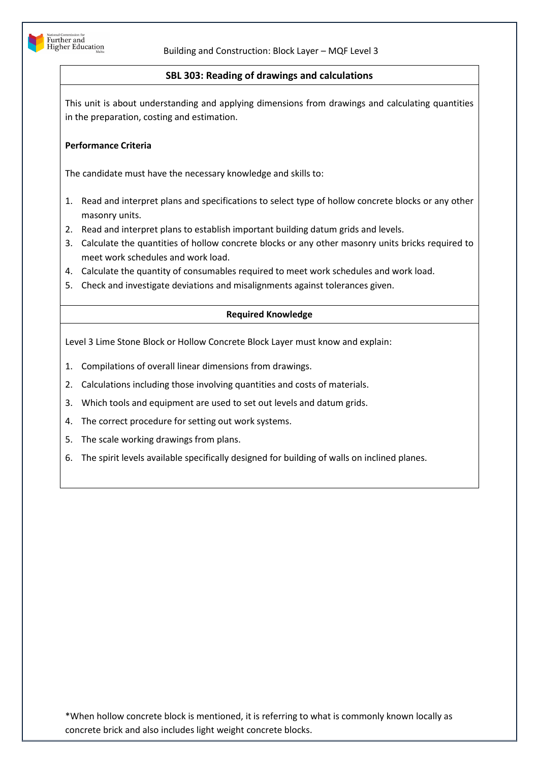## SBL 303: Reading of drawings and calculations

This unit is about understanding and applying dimensions from drawings and calculating quantities in the preparation, costing and estimation.

**Performance Criteria**

The candidate must have the necessary knowledge and skills to:

1. Read and interpret plans and specifications to select type of hollow concrete blocks or any other masonry units.
2. Read and interpret plans to establish important building datum grids and levels.
3. Calculate the quantities of hollow concrete blocks or any other masonry units bricks required to meet work schedules and work load.
4. Calculate the quantity of consumables required to meet work schedules and work load.
5. Check and investigate deviations and misalignments against tolerances given.

### Required Knowledge

Level 3 Lime Stone Block or Hollow Concrete Block Layer must know and explain:

1. Compilations of overall linear dimensions from drawings.
2. Calculations including those involving quantities and costs of materials.
3. Which tools and equipment are used to set out levels and datum grids.
4. The correct procedure for setting out work systems.
5. The scale working drawings from plans.
6. The spirit levels available specifically designed for building of walls on inclined planes.

*When hollow concrete block is mentioned, it is referring to what is commonly known locally as concrete brick and also includes light weight concrete blocks.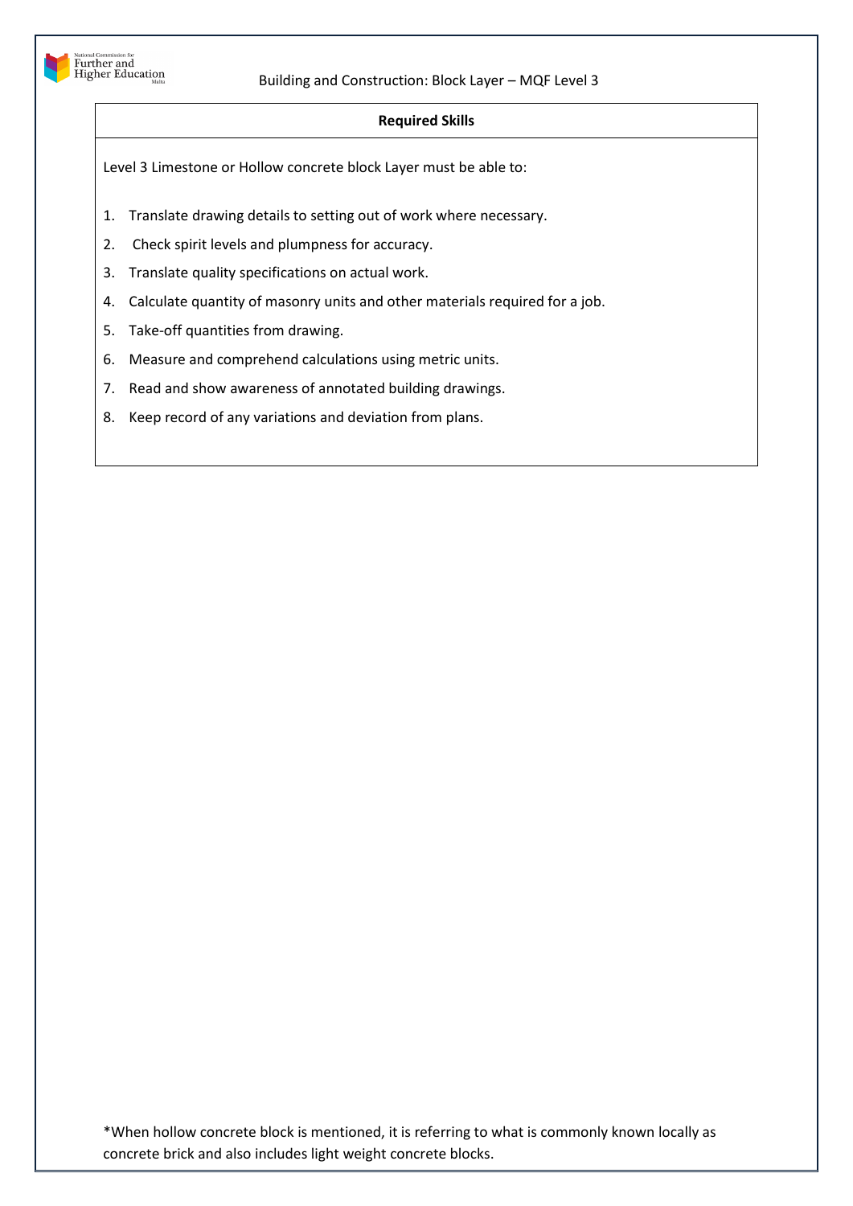**Required Skills**

Level 3 Limestone or Hollow concrete block Layer must be able to:

1. Translate drawing details to setting out of work where necessary.
2. Check spirit levels and plumpness for accuracy.
3. Translate quality specifications on actual work.
4. Calculate quantity of masonry units and other materials required for a job.
5. Take-off quantities from drawing.
6. Measure and comprehend calculations using metric units.
7. Read and show awareness of annotated building drawings.
8. Keep record of any variations and deviation from plans.

*When hollow concrete block is mentioned, it is referring to what is commonly known locally as concrete brick and also includes light weight concrete blocks.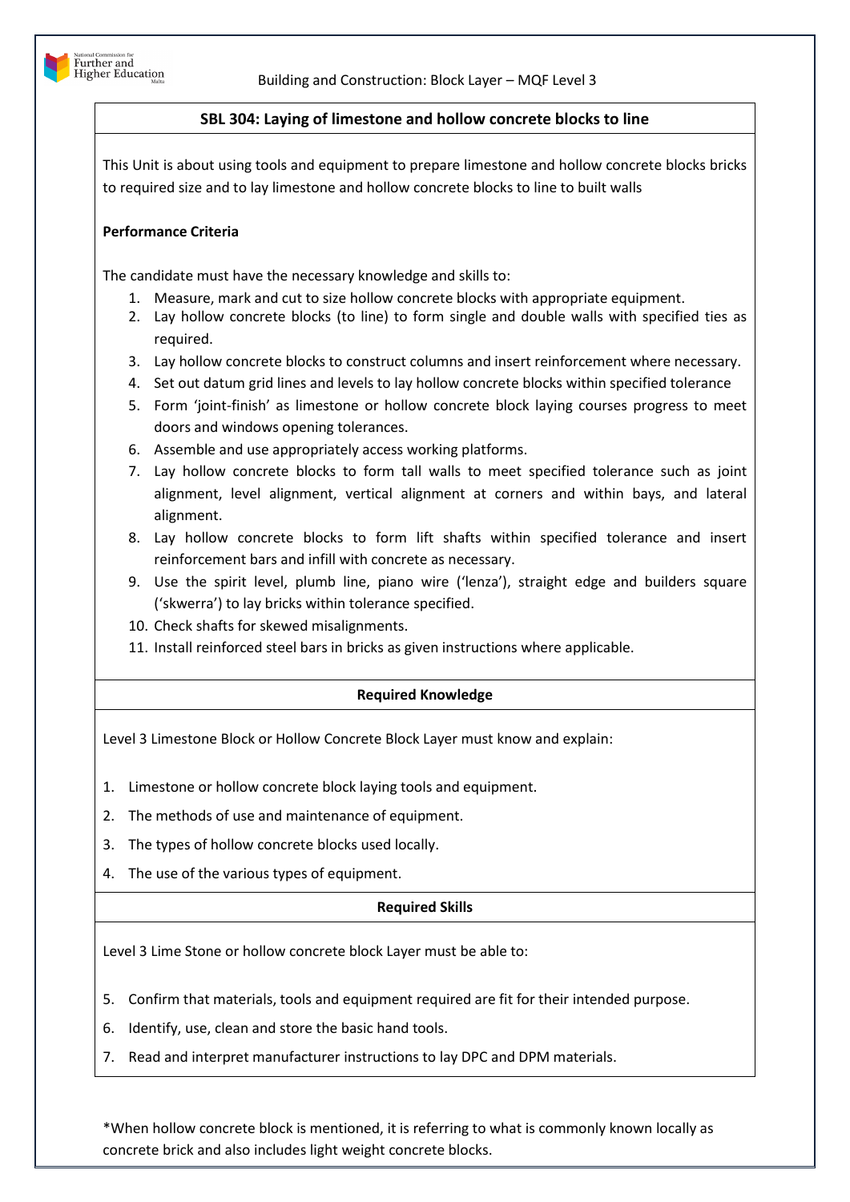## SBL 304: Laying of limestone and hollow concrete blocks to line

This Unit is about using tools and equipment to prepare limestone and hollow concrete blocks bricks to required size and to lay limestone and hollow concrete blocks to line to built walls

**Performance Criteria**

The candidate must have the necessary knowledge and skills to:

1. Measure, mark and cut to size hollow concrete blocks with appropriate equipment.
2. Lay hollow concrete blocks (to line) to form single and double walls with specified ties as required.
3. Lay hollow concrete blocks to construct columns and insert reinforcement where necessary.
4. Set out datum grid lines and levels to lay hollow concrete blocks within specified tolerance
5. Form 'joint-finish' as limestone or hollow concrete block laying courses progress to meet doors and windows opening tolerances.
6. Assemble and use appropriately access working platforms.
7. Lay hollow concrete blocks to form tall walls to meet specified tolerance such as joint alignment, level alignment, vertical alignment at corners and within bays, and lateral alignment.
8. Lay hollow concrete blocks to form lift shafts within specified tolerance and insert reinforcement bars and infill with concrete as necessary.
9. Use the spirit level, plumb line, piano wire ('lenza'), straight edge and builders square ('skwerra') to lay bricks within tolerance specified.
10. Check shafts for skewed misalignments.
11. Install reinforced steel bars in bricks as given instructions where applicable.

**Required Knowledge**

Level 3 Limestone Block or Hollow Concrete Block Layer must know and explain:

1. Limestone or hollow concrete block laying tools and equipment.
2. The methods of use and maintenance of equipment.
3. The types of hollow concrete blocks used locally.
4. The use of the various types of equipment.

**Required Skills**

Level 3 Lime Stone or hollow concrete block Layer must be able to:

5. Confirm that materials, tools and equipment required are fit for their intended purpose.
6. Identify, use, clean and store the basic hand tools.
7. Read and interpret manufacturer instructions to lay DPC and DPM materials.

*When hollow concrete block is mentioned, it is referring to what is commonly known locally as concrete brick and also includes light weight concrete blocks.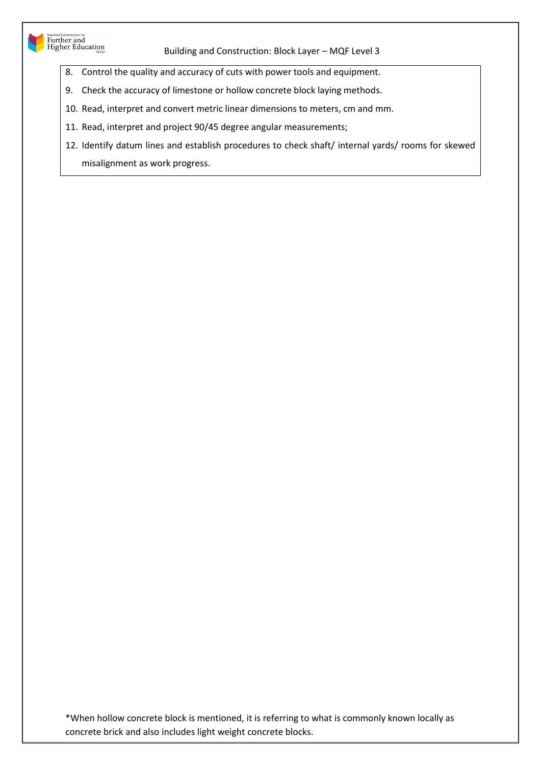8. Control the quality and accuracy of cuts with power tools and equipment.
9. Check the accuracy of limestone or hollow concrete block laying methods.
10. Read, interpret and convert metric linear dimensions to meters, cm and mm.
11. Read, interpret and project 90/45 degree angular measurements;
12. Identify datum lines and establish procedures to check shaft/ internal yards/ rooms for skewed misalignment as work progress.

*When hollow concrete block is mentioned, it is referring to what is commonly known locally as concrete brick and also includes light weight concrete blocks.